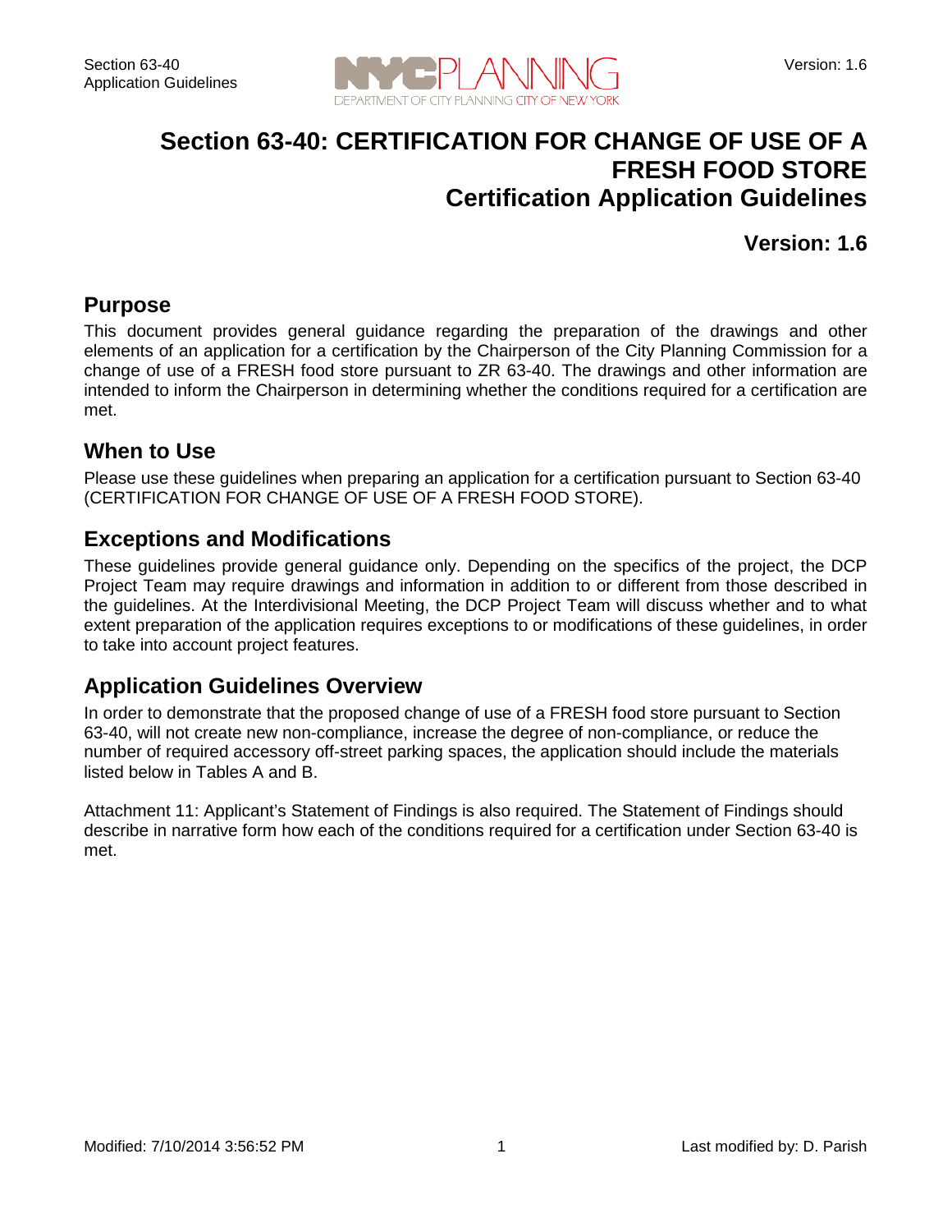# Section 63-40: CERTIFICATION FOR CHANGE OF USE OF A FRESH FOOD STORE
# Certification Application Guidelines

**Version: 1.6**

## Purpose

This document provides general guidance regarding the preparation of the drawings and other elements of an application for a certification by the Chairperson of the City Planning Commission for a change of use of a FRESH food store pursuant to ZR 63-40. The drawings and other information are intended to inform the Chairperson in determining whether the conditions required for a certification are met.

## When to Use

Please use these guidelines when preparing an application for a certification pursuant to Section 63-40 (CERTIFICATION FOR CHANGE OF USE OF A FRESH FOOD STORE).

## Exceptions and Modifications

These guidelines provide general guidance only. Depending on the specifics of the project, the DCP Project Team may require drawings and information in addition to or different from those described in the guidelines. At the Interdivisional Meeting, the DCP Project Team will discuss whether and to what extent preparation of the application requires exceptions to or modifications of these guidelines, in order to take into account project features.

## Application Guidelines Overview

In order to demonstrate that the proposed change of use of a FRESH food store pursuant to Section 63-40, will not create new non-compliance, increase the degree of non-compliance, or reduce the number of required accessory off-street parking spaces, the application should include the materials listed below in Tables A and B.

Attachment 11: Applicant's Statement of Findings is also required. The Statement of Findings should describe in narrative form how each of the conditions required for a certification under Section 63-40 is met.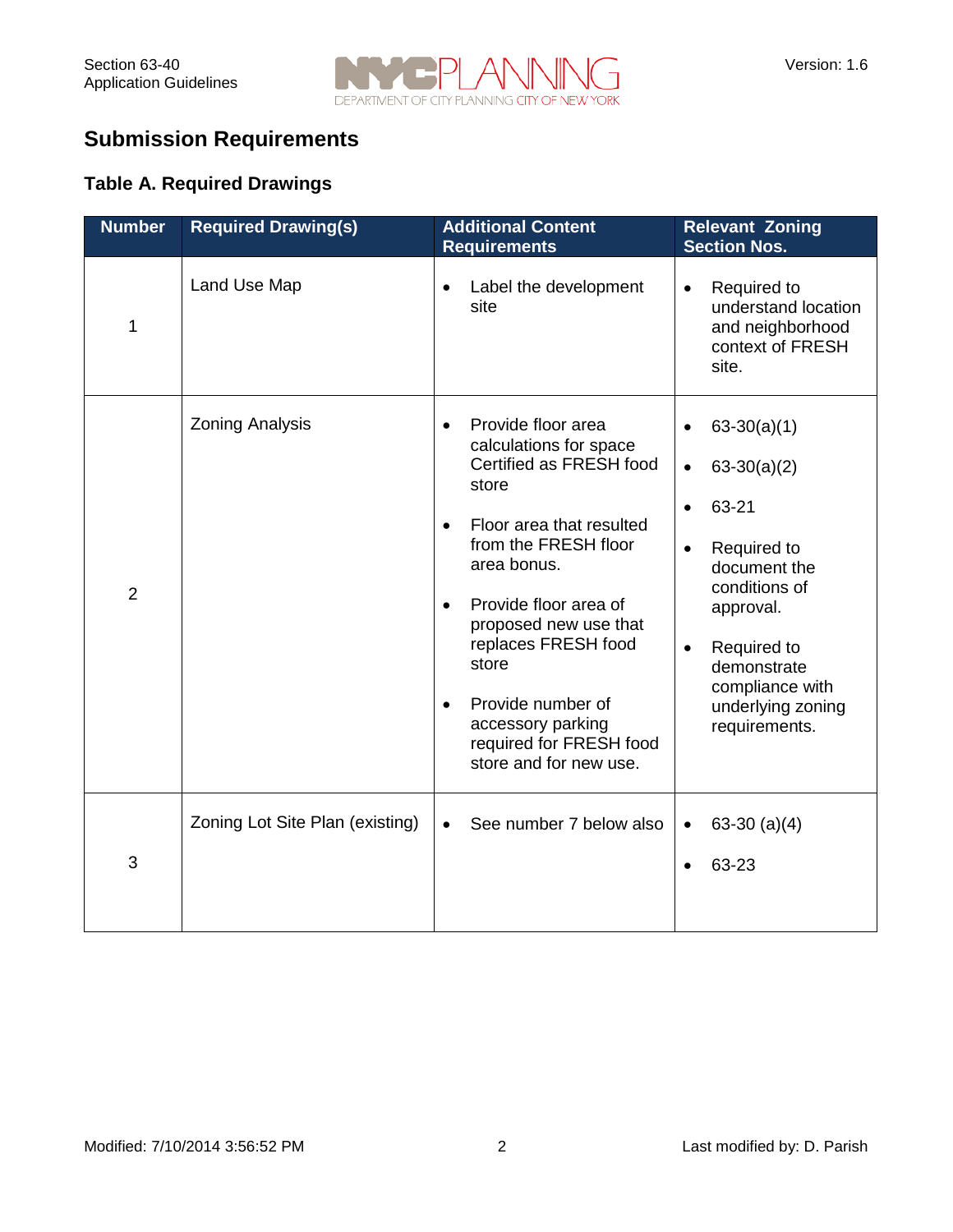## Submission Requirements

### Table A. Required Drawings

| Number | Required Drawing(s) | Additional Content Requirements | Relevant Zoning Section Nos. |
|---|---|---|---|
| 1 | Land Use Map | • Label the development site | • Required to understand location and neighborhood context of FRESH site. |
| 2 | Zoning Analysis | • Provide floor area calculations for space Certified as FRESH food store<br>• Floor area that resulted from the FRESH floor area bonus.<br>• Provide floor area of proposed new use that replaces FRESH food store<br>• Provide number of accessory parking required for FRESH food store and for new use. | • 63-30(a)(1)<br>• 63-30(a)(2)<br>• 63-21<br>• Required to document the conditions of approval.<br>• Required to demonstrate compliance with underlying zoning requirements. |
| 3 | Zoning Lot Site Plan (existing) | • See number 7 below also | • 63-30 (a)(4)<br>• 63-23 |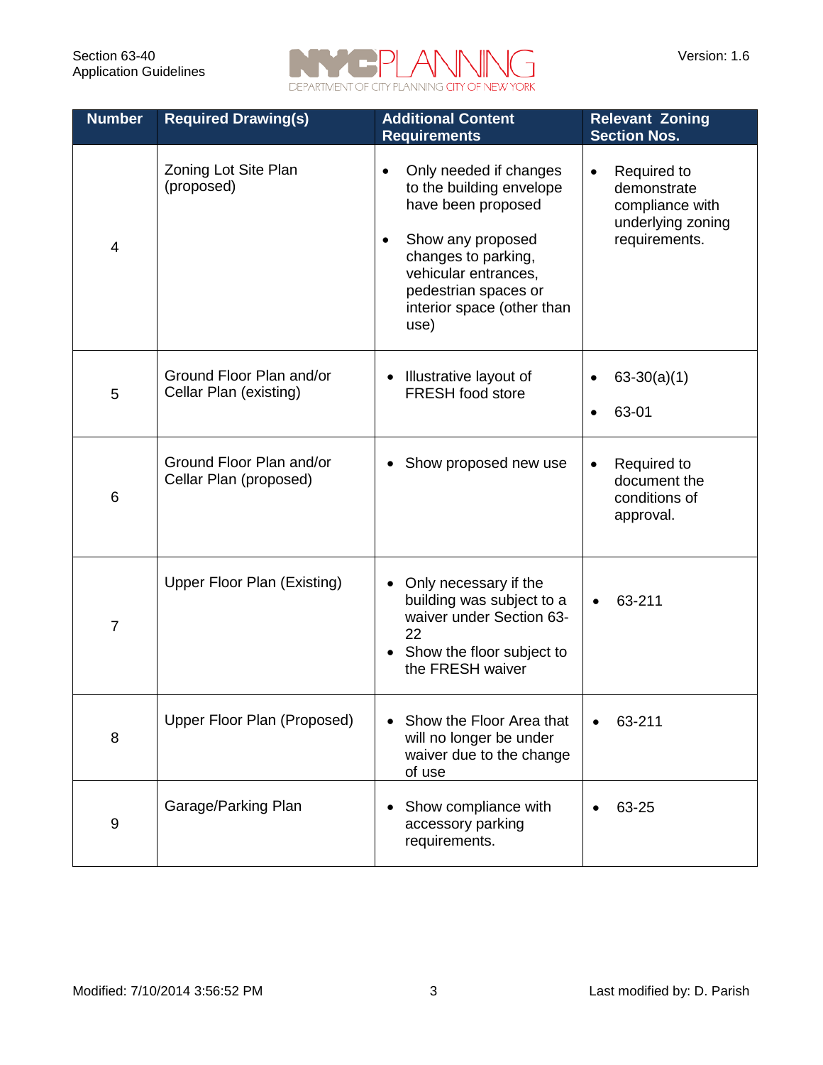| Number | Required Drawing(s) | Additional Content Requirements | Relevant Zoning Section Nos. |
|---|---|---|---|
| 4 | Zoning Lot Site Plan (proposed) | • Only needed if changes to the building envelope have been proposed<br>• Show any proposed changes to parking, vehicular entrances, pedestrian spaces or interior space (other than use) | • Required to demonstrate compliance with underlying zoning requirements. |
| 5 | Ground Floor Plan and/or Cellar Plan (existing) | • Illustrative layout of FRESH food store | • 63-30(a)(1)<br>• 63-01 |
| 6 | Ground Floor Plan and/or Cellar Plan (proposed) | • Show proposed new use | • Required to document the conditions of approval. |
| 7 | Upper Floor Plan (Existing) | • Only necessary if the building was subject to a waiver under Section 63-22<br>• Show the floor subject to the FRESH waiver | • 63-211 |
| 8 | Upper Floor Plan (Proposed) | • Show the Floor Area that will no longer be under waiver due to the change of use | • 63-211 |
| 9 | Garage/Parking Plan | • Show compliance with accessory parking requirements. | • 63-25 |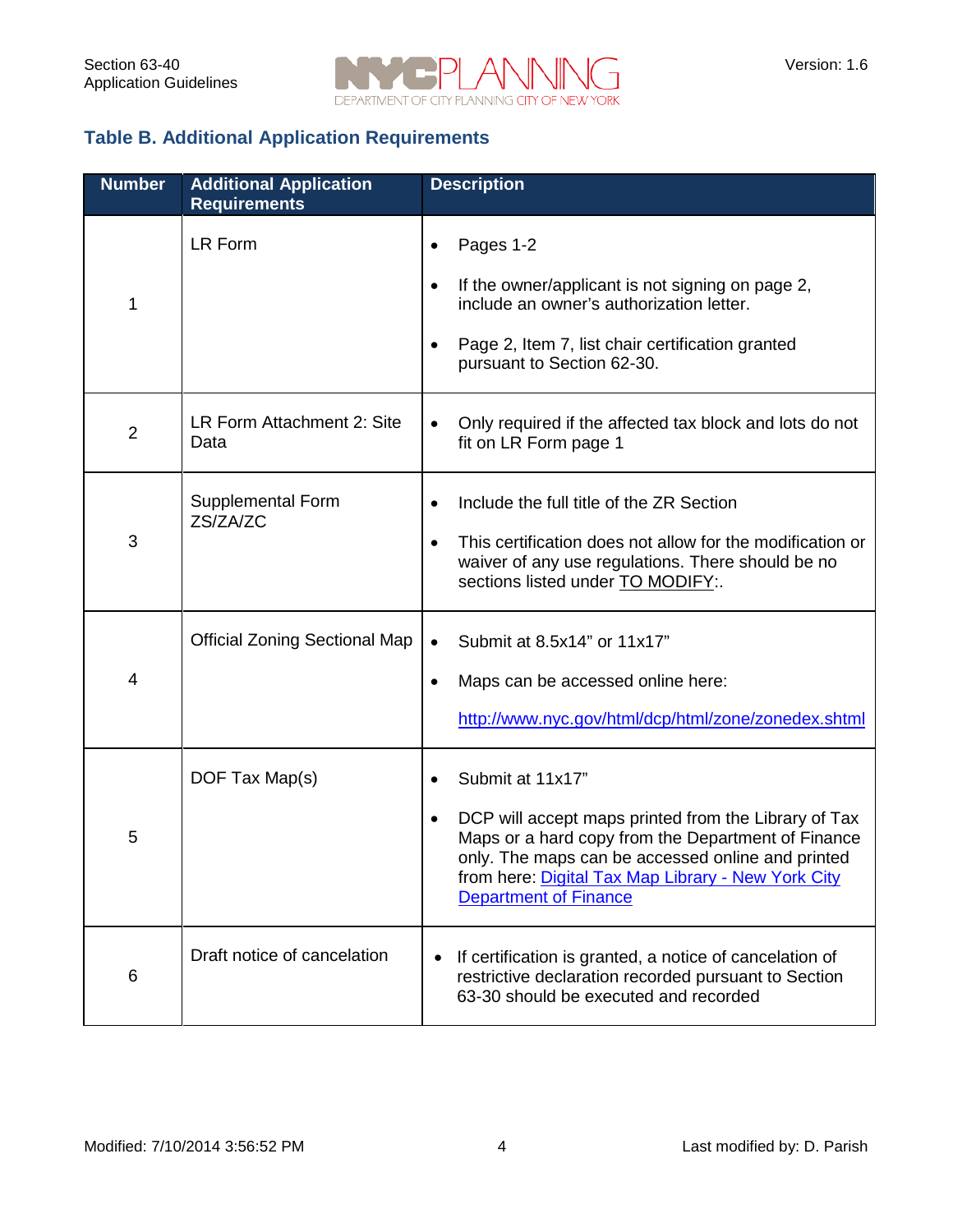## Table B. Additional Application Requirements

| Number | Additional Application Requirements | Description |
|---|---|---|
| 1 | LR Form | • Pages 1-2<br>• If the owner/applicant is not signing on page 2, include an owner's authorization letter.<br>• Page 2, Item 7, list chair certification granted pursuant to Section 62-30. |
| 2 | LR Form Attachment 2: Site Data | • Only required if the affected tax block and lots do not fit on LR Form page 1 |
| 3 | Supplemental Form ZS/ZA/ZC | • Include the full title of the ZR Section<br>• This certification does not allow for the modification or waiver of any use regulations. There should be no sections listed under TO MODIFY:. |
| 4 | Official Zoning Sectional Map | • Submit at 8.5x14" or 11x17"<br>• Maps can be accessed online here:<br>http://www.nyc.gov/html/dcp/html/zone/zonedex.shtml |
| 5 | DOF Tax Map(s) | • Submit at 11x17"<br>• DCP will accept maps printed from the Library of Tax Maps or a hard copy from the Department of Finance only. The maps can be accessed online and printed from here: Digital Tax Map Library - New York City Department of Finance |
| 6 | Draft notice of cancelation | • If certification is granted, a notice of cancelation of restrictive declaration recorded pursuant to Section 63-30 should be executed and recorded |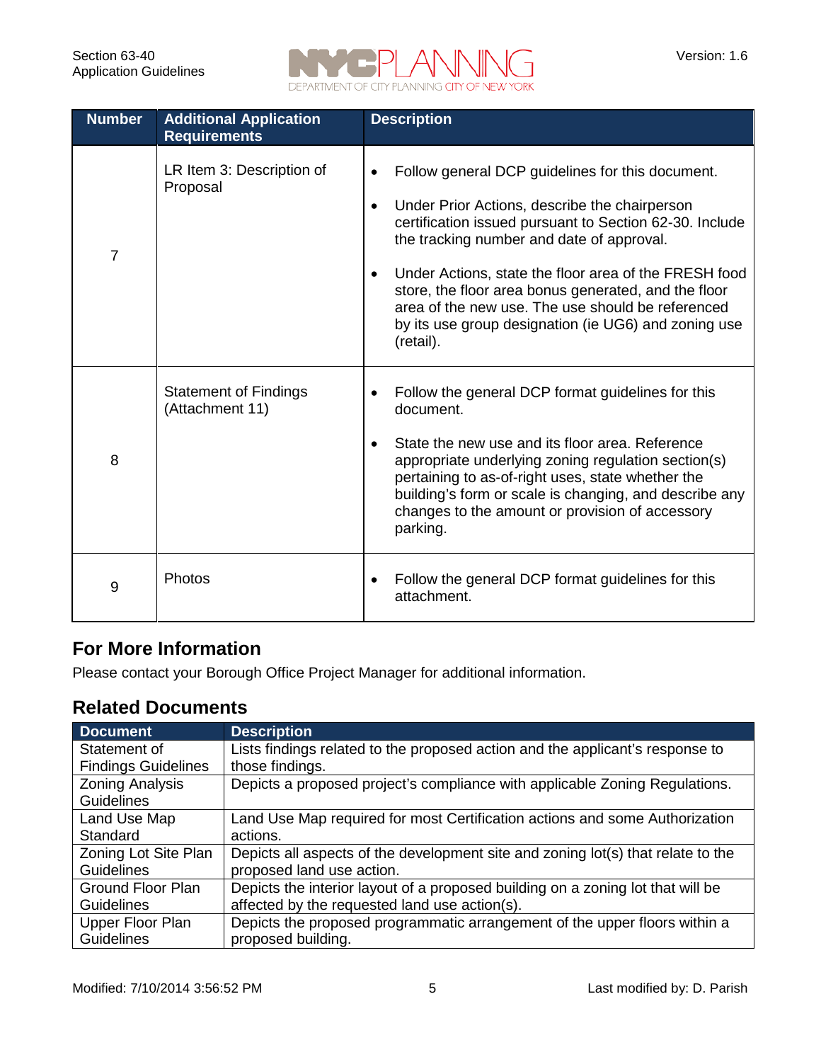| Number | Additional Application Requirements | Description |
|---|---|---|
| 7 | LR Item 3: Description of Proposal | • Follow general DCP guidelines for this document.<br>• Under Prior Actions, describe the chairperson certification issued pursuant to Section 62-30. Include the tracking number and date of approval.<br>• Under Actions, state the floor area of the FRESH food store, the floor area bonus generated, and the floor area of the new use. The use should be referenced by its use group designation (ie UG6) and zoning use (retail). |
| 8 | Statement of Findings (Attachment 11) | • Follow the general DCP format guidelines for this document.<br>• State the new use and its floor area. Reference appropriate underlying zoning regulation section(s) pertaining to as-of-right uses, state whether the building's form or scale is changing, and describe any changes to the amount or provision of accessory parking. |
| 9 | Photos | • Follow the general DCP format guidelines for this attachment. |

## For More Information

Please contact your Borough Office Project Manager for additional information.

## Related Documents

| Document | Description |
|---|---|
| Statement of Findings Guidelines | Lists findings related to the proposed action and the applicant's response to those findings. |
| Zoning Analysis Guidelines | Depicts a proposed project's compliance with applicable Zoning Regulations. |
| Land Use Map Standard | Land Use Map required for most Certification actions and some Authorization actions. |
| Zoning Lot Site Plan Guidelines | Depicts all aspects of the development site and zoning lot(s) that relate to the proposed land use action. |
| Ground Floor Plan Guidelines | Depicts the interior layout of a proposed building on a zoning lot that will be affected by the requested land use action(s). |
| Upper Floor Plan Guidelines | Depicts the proposed programmatic arrangement of the upper floors within a proposed building. |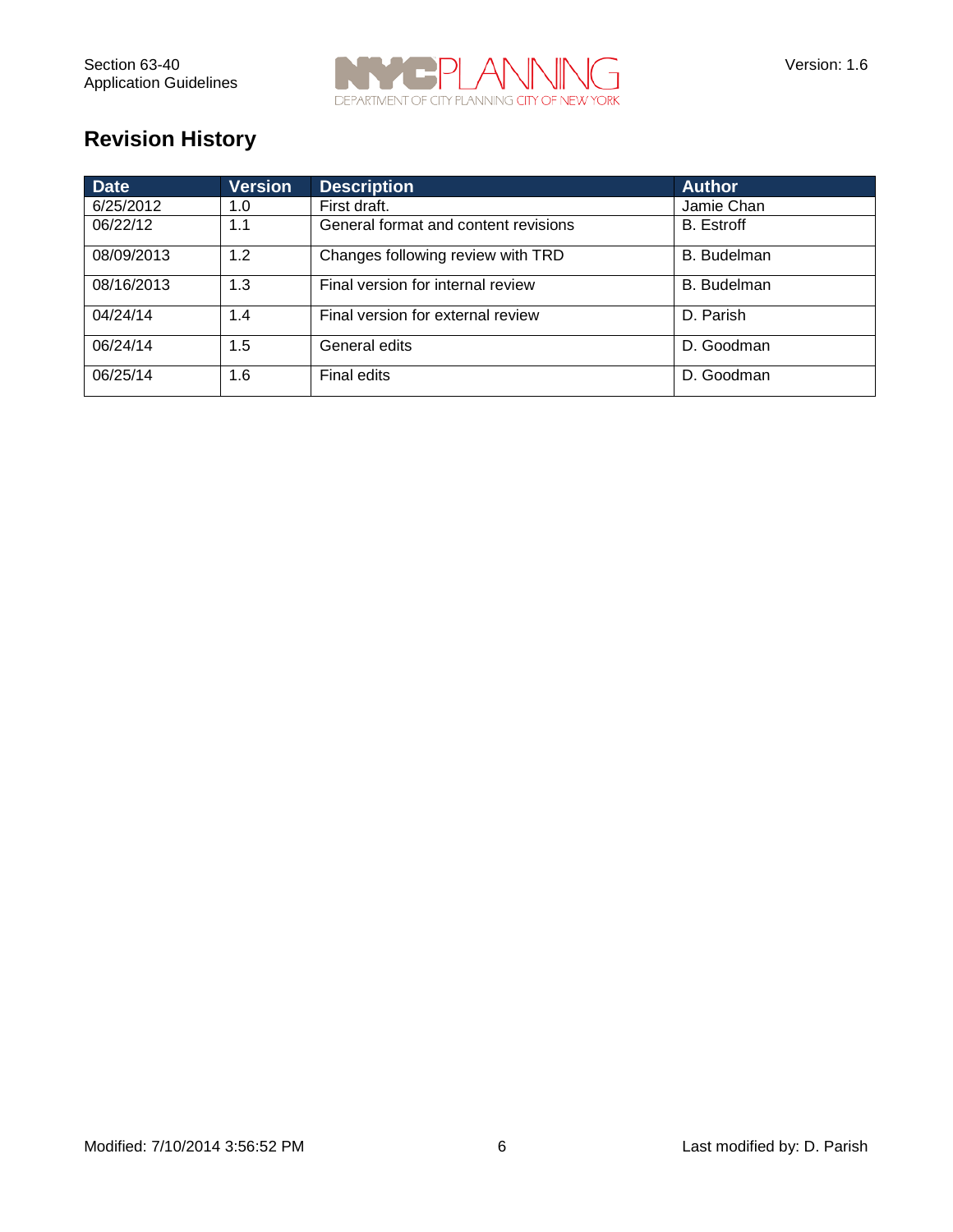## Revision History

| Date | Version | Description | Author |
|---|---|---|---|
| 6/25/2012 | 1.0 | First draft. | Jamie Chan |
| 06/22/12 | 1.1 | General format and content revisions | B. Estroff |
| 08/09/2013 | 1.2 | Changes following review with TRD | B. Budelman |
| 08/16/2013 | 1.3 | Final version for internal review | B. Budelman |
| 04/24/14 | 1.4 | Final version for external review | D. Parish |
| 06/24/14 | 1.5 | General edits | D. Goodman |
| 06/25/14 | 1.6 | Final edits | D. Goodman |